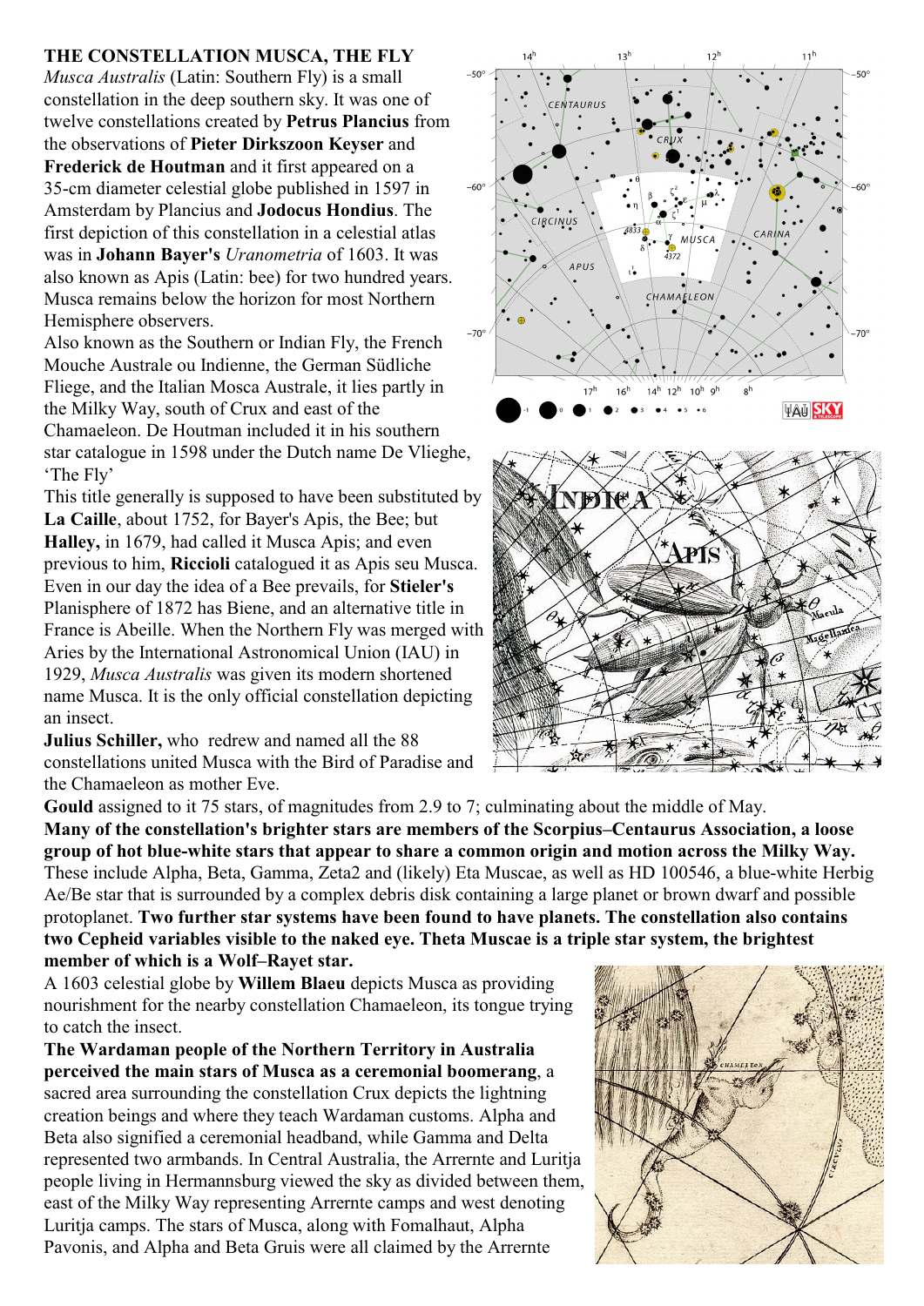**THE CONSTELLATION MUSCA, THE FLY**

*Musca Australis* (Latin: Southern Fly) is a small constellation in the deep southern sky. It was one of twelve constellations created by **Petrus Plancius** from the observations of **Pieter Dirkszoon Keyser** and **Frederick de Houtman** and it first appeared on a 35-cm diameter celestial globe published in 1597 in Amsterdam by Plancius and **Jodocus Hondius**. The first depiction of this constellation in a celestial atlas was in **Johann Bayer's** *Uranometria* of 1603. It was also known as Apis (Latin: bee) for two hundred years. Musca remains below the horizon for most Northern Hemisphere observers.

Also known as the Southern or Indian Fly, the French Mouche Australe ou Indienne, the German Südliche Fliege, and the Italian Mosca Australe, it lies partly in the Milky Way, south of Crux and east of the Chamaeleon. De Houtman included it in his southern star catalogue in 1598 under the Dutch name De Vlieghe, 'The Fly'

This title generally is supposed to have been substituted by **La Caille**, about 1752, for Bayer's Apis, the Bee; but **Halley,** in 1679, had called it Musca Apis; and even previous to him, **Riccioli** catalogued it as Apis seu Musca. Even in our day the idea of a Bee prevails, for **Stieler's** Planisphere of 1872 has Biene, and an alternative title in France is Abeille. When the Northern Fly was merged with Aries by the International Astronomical Union (IAU) in 1929, *Musca Australis* was given its modern shortened name Musca. It is the only official constellation depicting an insect.

**Julius Schiller,** who redrew and named all the 88 constellations united Musca with the Bird of Paradise and the Chamaeleon as mother Eve.

**Gould** assigned to it 75 stars, of magnitudes from 2.9 to 7; culminating about the middle of May.

**Many of the constellation's brighter stars are members of the Scorpius–Centaurus Association, a loose group of hot blue-white stars that appear to share a common origin and motion across the Milky Way.** These include Alpha, Beta, Gamma, Zeta2 and (likely) Eta Muscae, as well as HD 100546, a blue-white Herbig Ae/Be star that is surrounded by a complex debris disk containing a large planet or brown dwarf and possible protoplanet. **Two further star systems have been found to have planets. The constellation also contains two Cepheid variables visible to the naked eye. Theta Muscae is a triple star system, the brightest member of which is a Wolf–Rayet star.**

A 1603 celestial globe by **Willem Blaeu** depicts Musca as providing nourishment for the nearby constellation Chamaeleon, its tongue trying to catch the insect.

**The Wardaman people of the Northern Territory in Australia perceived the main stars of Musca as a ceremonial boomerang**, a sacred area surrounding the constellation Crux depicts the lightning creation beings and where they teach Wardaman customs. Alpha and Beta also signified a ceremonial headband, while Gamma and Delta represented two armbands. In Central Australia, the Arrernte and Luritja people living in Hermannsburg viewed the sky as divided between them, east of the Milky Way representing Arrernte camps and west denoting Luritja camps. The stars of Musca, along with Fomalhaut, Alpha Pavonis, and Alpha and Beta Gruis were all claimed by the Arrernte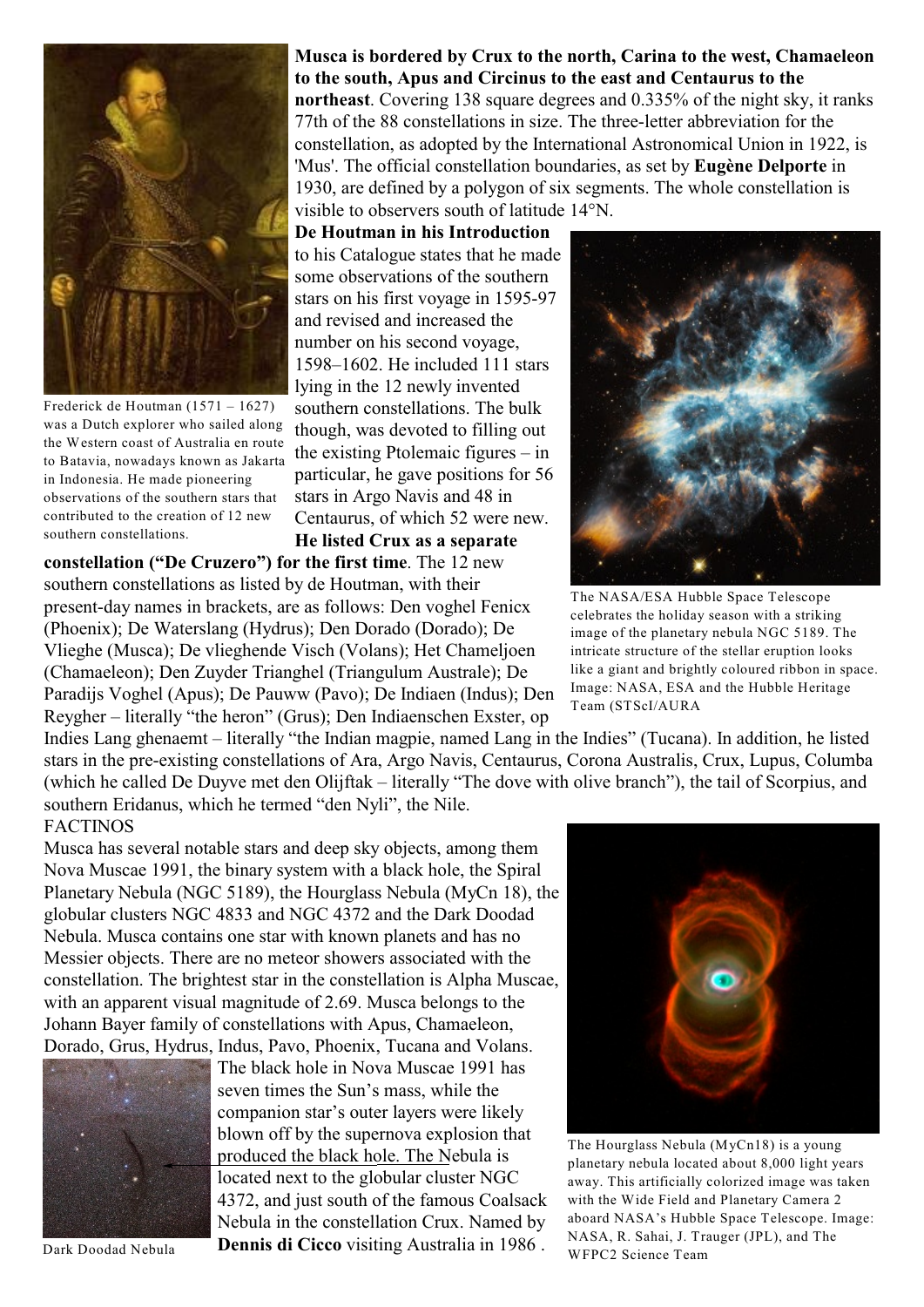**Musca is bordered by Crux to the north, Carina to the west, Chamaeleon to the south, Apus and Circinus to the east and Centaurus to the northeast**. Covering 138 square degrees and 0.335% of the night sky, it ranks 77th of the 88 constellations in size. The three-letter abbreviation for the constellation, as adopted by the International Astronomical Union in 1922, is 'Mus'. The official constellation boundaries, as set by **Eugène Delporte** in 1930, are defined by a polygon of six segments. The whole constellation is visible to observers south of latitude 14°N.

Frederick de Houtman (1571 – 1627) was a Dutch explorer who sailed along the Western coast of Australia en route to Batavia, nowadays known as Jakarta in Indonesia. He made pioneering observations of the southern stars that contributed to the creation of 12 new southern constellations.

**De Houtman in his Introduction** to his Catalogue states that he made some observations of the southern stars on his first voyage in 1595-97 and revised and increased the number on his second voyage, 1598–1602. He included 111 stars lying in the 12 newly invented southern constellations. The bulk though, was devoted to filling out the existing Ptolemaic figures – in particular, he gave positions for 56 stars in Argo Navis and 48 in Centaurus, of which 52 were new. **He listed Crux as a separate constellation ("De Cruzero") for the first time**. The 12 new southern constellations as listed by de Houtman, with their present-day names in brackets, are as follows: Den voghel Fenicx (Phoenix); De Waterslang (Hydrus); Den Dorado (Dorado); De Vlieghe (Musca); De vlieghende Visch (Volans); Het Chameljoen (Chamaeleon); Den Zuyder Trianghel (Triangulum Australe); De Paradijs Voghel (Apus); De Pauww (Pavo); De Indiaen (Indus); Den Reygher – literally "the heron" (Grus); Den Indiaenschen Exster, op Indies Lang ghenaemt – literally "the Indian magpie, named Lang in the Indies" (Tucana). In addition, he listed stars in the pre-existing constellations of Ara, Argo Navis, Centaurus, Corona Australis, Crux, Lupus, Columba (which he called De Duyve met den Olijftak – literally "The dove with olive branch"), the tail of Scorpius, and southern Eridanus, which he termed "den Nyli", the Nile.

The NASA/ESA Hubble Space Telescope celebrates the holiday season with a striking image of the planetary nebula NGC 5189. The intricate structure of the stellar eruption looks like a giant and brightly coloured ribbon in space. Image: NASA, ESA and the Hubble Heritage Team (STScI/AURA

FACTINOS

Musca has several notable stars and deep sky objects, among them Nova Muscae 1991, the binary system with a black hole, the Spiral Planetary Nebula (NGC 5189), the Hourglass Nebula (MyCn 18), the globular clusters NGC 4833 and NGC 4372 and the Dark Doodad Nebula. Musca contains one star with known planets and has no Messier objects. There are no meteor showers associated with the constellation. The brightest star in the constellation is Alpha Muscae, with an apparent visual magnitude of 2.69. Musca belongs to the Johann Bayer family of constellations with Apus, Chamaeleon, Dorado, Grus, Hydrus, Indus, Pavo, Phoenix, Tucana and Volans.

The black hole in Nova Muscae 1991 has seven times the Sun's mass, while the companion star's outer layers were likely blown off by the supernova explosion that produced the black hole. The Nebula is located next to the globular cluster NGC 4372, and just south of the famous Coalsack Nebula in the constellation Crux. Named by **Dennis di Cicco** visiting Australia in 1986 .

Dark Doodad Nebula

The Hourglass Nebula (MyCn18) is a young planetary nebula located about 8,000 light years away. This artificially colorized image was taken with the Wide Field and Planetary Camera 2 aboard NASA's Hubble Space Telescope. Image: NASA, R. Sahai, J. Trauger (JPL), and The WFPC2 Science Team